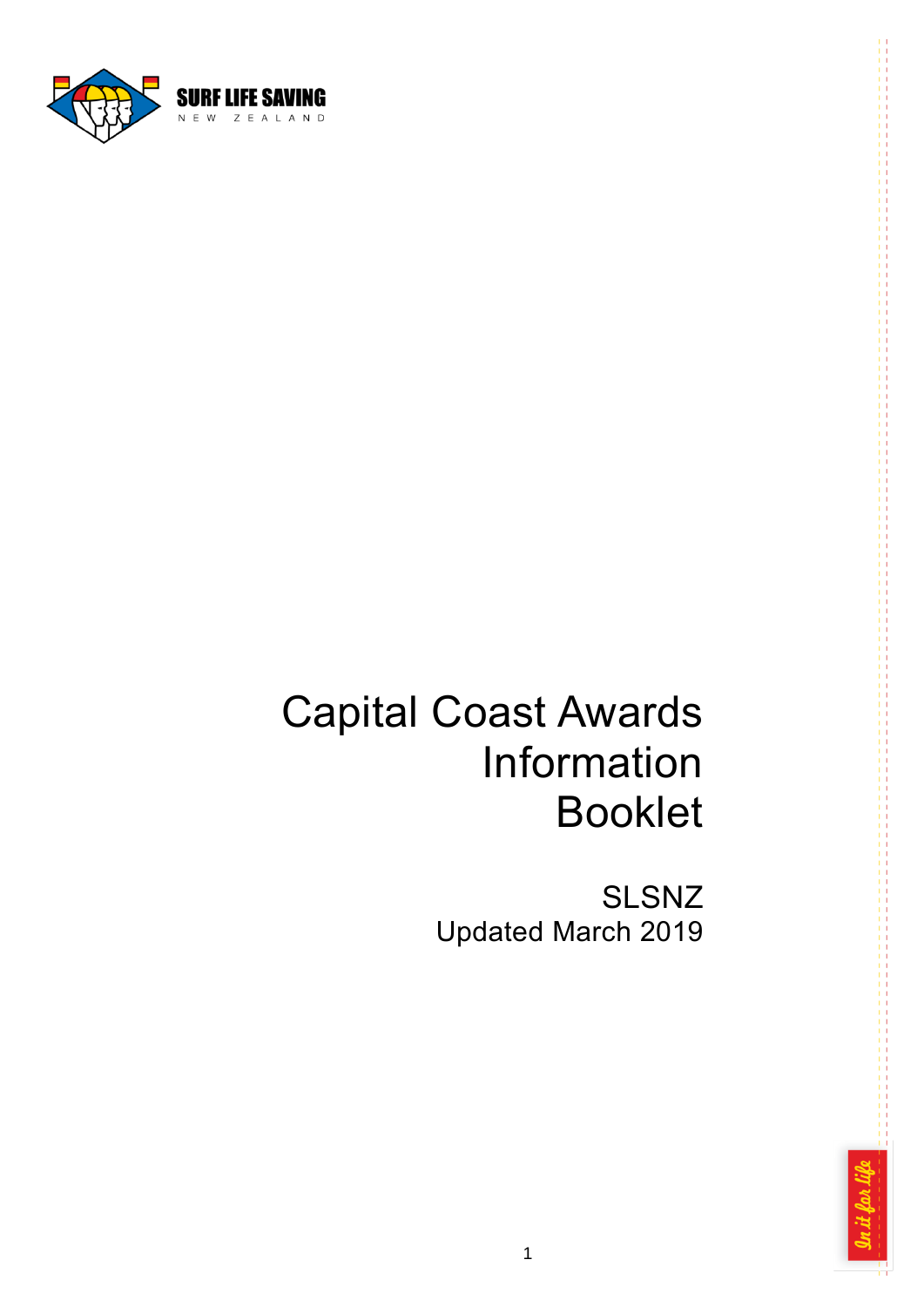SURF LIFE SAVING
NEW ZEALAND

# Capital Coast Awards Information Booklet

SLSNZ
Updated March 2019

In it for life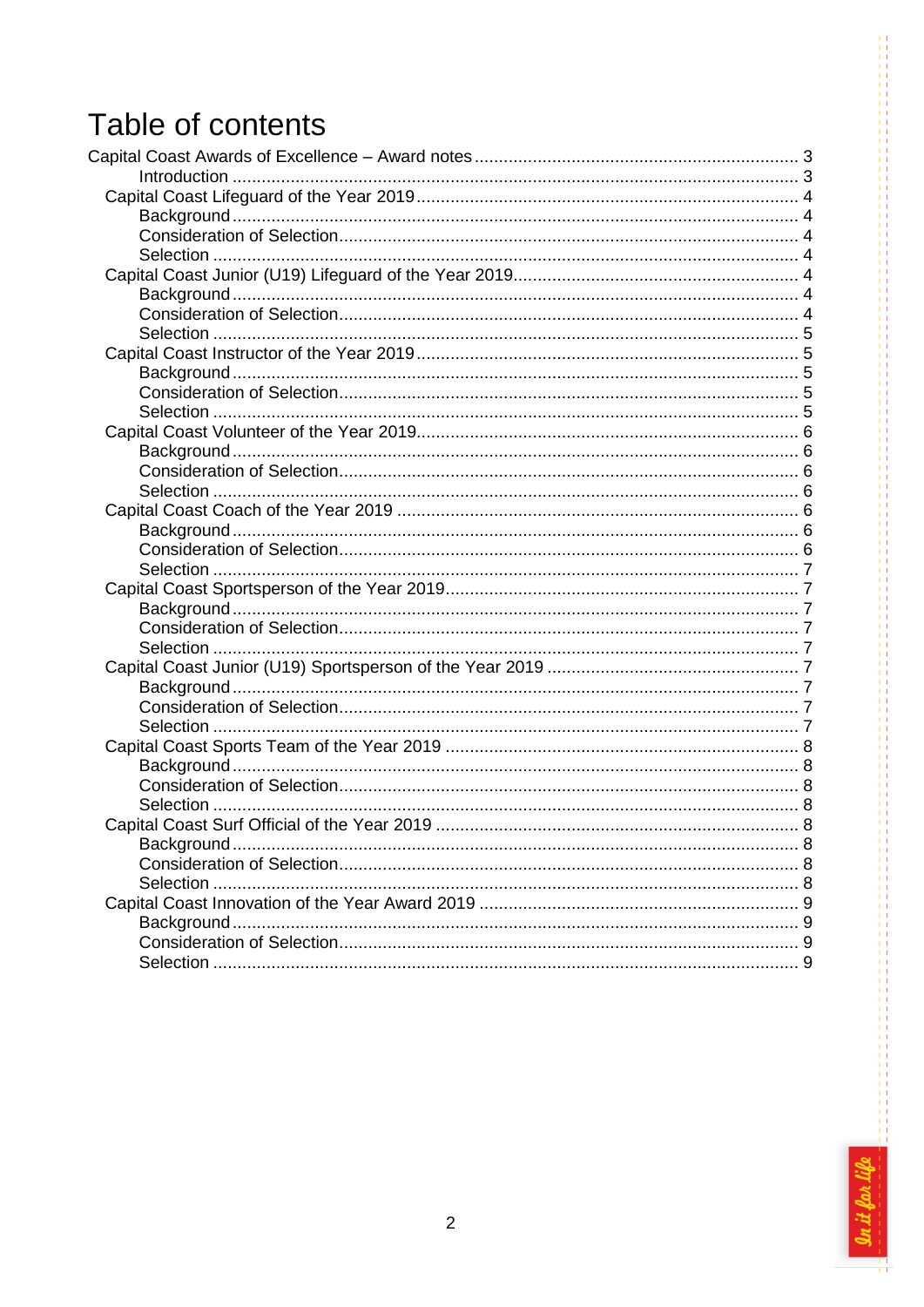# Table of contents

Capital Coast Awards of Excellence – Award notes ........ 3
- Introduction ........ 3
- Capital Coast Lifeguard of the Year 2019 ........ 4
  - Background ........ 4
  - Consideration of Selection ........ 4
  - Selection ........ 4
- Capital Coast Junior (U19) Lifeguard of the Year 2019 ........ 4
  - Background ........ 4
  - Consideration of Selection ........ 4
  - Selection ........ 5
- Capital Coast Instructor of the Year 2019 ........ 5
  - Background ........ 5
  - Consideration of Selection ........ 5
  - Selection ........ 5
- Capital Coast Volunteer of the Year 2019 ........ 6
  - Background ........ 6
  - Consideration of Selection ........ 6
  - Selection ........ 6
- Capital Coast Coach of the Year 2019 ........ 6
  - Background ........ 6
  - Consideration of Selection ........ 6
  - Selection ........ 7
- Capital Coast Sportsperson of the Year 2019 ........ 7
  - Background ........ 7
  - Consideration of Selection ........ 7
  - Selection ........ 7
- Capital Coast Junior (U19) Sportsperson of the Year 2019 ........ 7
  - Background ........ 7
  - Consideration of Selection ........ 7
  - Selection ........ 7
- Capital Coast Sports Team of the Year 2019 ........ 8
  - Background ........ 8
  - Consideration of Selection ........ 8
  - Selection ........ 8
- Capital Coast Surf Official of the Year 2019 ........ 8
  - Background ........ 8
  - Consideration of Selection ........ 8
  - Selection ........ 8
- Capital Coast Innovation of the Year Award 2019 ........ 9
  - Background ........ 9
  - Consideration of Selection ........ 9
  - Selection ........ 9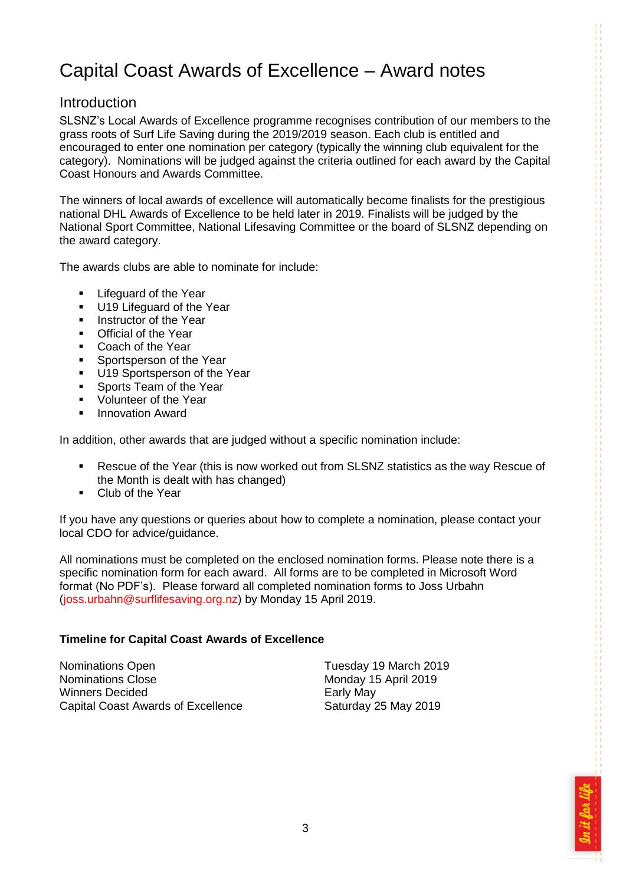# Capital Coast Awards of Excellence – Award notes

## Introduction

SLSNZ's Local Awards of Excellence programme recognises contribution of our members to the grass roots of Surf Life Saving during the 2019/2019 season. Each club is entitled and encouraged to enter one nomination per category (typically the winning club equivalent for the category). Nominations will be judged against the criteria outlined for each award by the Capital Coast Honours and Awards Committee.

The winners of local awards of excellence will automatically become finalists for the prestigious national DHL Awards of Excellence to be held later in 2019. Finalists will be judged by the National Sport Committee, National Lifesaving Committee or the board of SLSNZ depending on the award category.

The awards clubs are able to nominate for include:

- Lifeguard of the Year
- U19 Lifeguard of the Year
- Instructor of the Year
- Official of the Year
- Coach of the Year
- Sportsperson of the Year
- U19 Sportsperson of the Year
- Sports Team of the Year
- Volunteer of the Year
- Innovation Award

In addition, other awards that are judged without a specific nomination include:

- Rescue of the Year (this is now worked out from SLSNZ statistics as the way Rescue of the Month is dealt with has changed)
- Club of the Year

If you have any questions or queries about how to complete a nomination, please contact your local CDO for advice/guidance.

All nominations must be completed on the enclosed nomination forms. Please note there is a specific nomination form for each award. All forms are to be completed in Microsoft Word format (No PDF's). Please forward all completed nomination forms to Joss Urbahn (joss.urbahn@surflifesaving.org.nz) by Monday 15 April 2019.

**Timeline for Capital Coast Awards of Excellence**

| | |
|---|---|
| Nominations Open | Tuesday 19 March 2019 |
| Nominations Close | Monday 15 April 2019 |
| Winners Decided | Early May |
| Capital Coast Awards of Excellence | Saturday 25 May 2019 |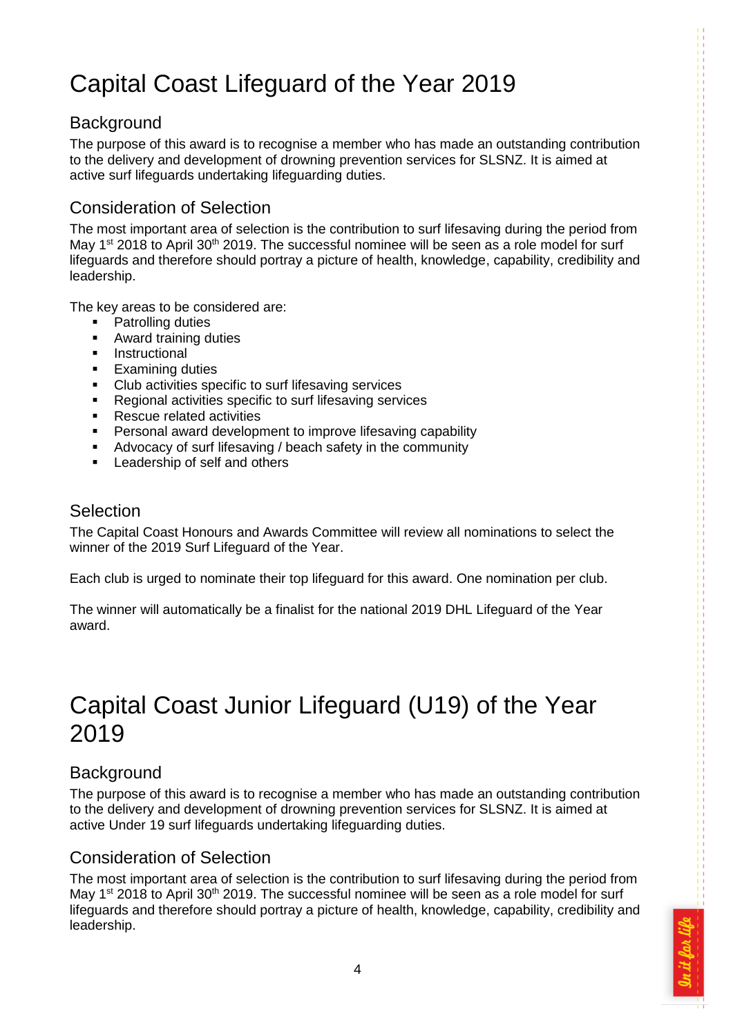# Capital Coast Lifeguard of the Year 2019

## Background

The purpose of this award is to recognise a member who has made an outstanding contribution to the delivery and development of drowning prevention services for SLSNZ. It is aimed at active surf lifeguards undertaking lifeguarding duties.

## Consideration of Selection

The most important area of selection is the contribution to surf lifesaving during the period from May 1st 2018 to April 30th 2019. The successful nominee will be seen as a role model for surf lifeguards and therefore should portray a picture of health, knowledge, capability, credibility and leadership.

The key areas to be considered are:

- Patrolling duties
- Award training duties
- Instructional
- Examining duties
- Club activities specific to surf lifesaving services
- Regional activities specific to surf lifesaving services
- Rescue related activities
- Personal award development to improve lifesaving capability
- Advocacy of surf lifesaving / beach safety in the community
- Leadership of self and others

## Selection

The Capital Coast Honours and Awards Committee will review all nominations to select the winner of the 2019 Surf Lifeguard of the Year.

Each club is urged to nominate their top lifeguard for this award. One nomination per club.

The winner will automatically be a finalist for the national 2019 DHL Lifeguard of the Year award.

# Capital Coast Junior Lifeguard (U19) of the Year 2019

## Background

The purpose of this award is to recognise a member who has made an outstanding contribution to the delivery and development of drowning prevention services for SLSNZ. It is aimed at active Under 19 surf lifeguards undertaking lifeguarding duties.

## Consideration of Selection

The most important area of selection is the contribution to surf lifesaving during the period from May 1st 2018 to April 30th 2019. The successful nominee will be seen as a role model for surf lifeguards and therefore should portray a picture of health, knowledge, capability, credibility and leadership.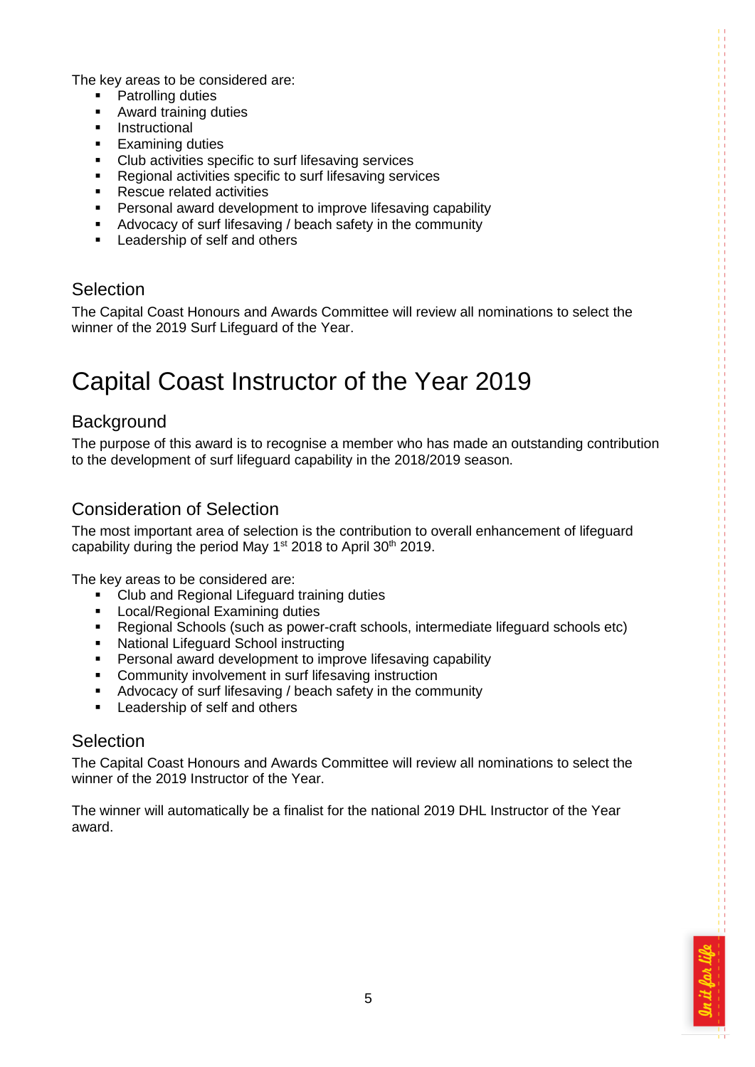The key areas to be considered are:

- Patrolling duties
- Award training duties
- Instructional
- Examining duties
- Club activities specific to surf lifesaving services
- Regional activities specific to surf lifesaving services
- Rescue related activities
- Personal award development to improve lifesaving capability
- Advocacy of surf lifesaving / beach safety in the community
- Leadership of self and others

## Selection

The Capital Coast Honours and Awards Committee will review all nominations to select the winner of the 2019 Surf Lifeguard of the Year.

# Capital Coast Instructor of the Year 2019

## Background

The purpose of this award is to recognise a member who has made an outstanding contribution to the development of surf lifeguard capability in the 2018/2019 season.

## Consideration of Selection

The most important area of selection is the contribution to overall enhancement of lifeguard capability during the period May 1st 2018 to April 30th 2019.

The key areas to be considered are:

- Club and Regional Lifeguard training duties
- Local/Regional Examining duties
- Regional Schools (such as power-craft schools, intermediate lifeguard schools etc)
- National Lifeguard School instructing
- Personal award development to improve lifesaving capability
- Community involvement in surf lifesaving instruction
- Advocacy of surf lifesaving / beach safety in the community
- Leadership of self and others

## Selection

The Capital Coast Honours and Awards Committee will review all nominations to select the winner of the 2019 Instructor of the Year.

The winner will automatically be a finalist for the national 2019 DHL Instructor of the Year award.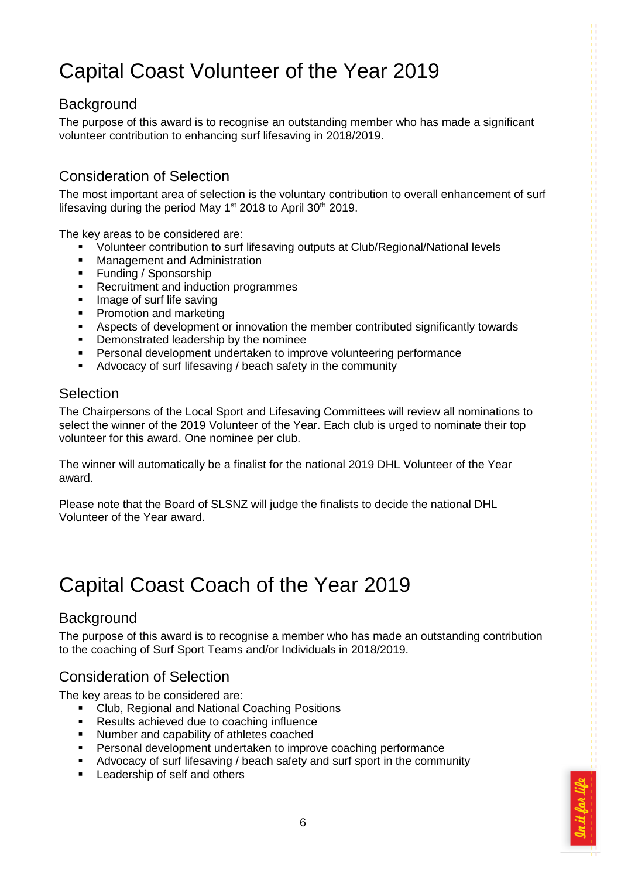# Capital Coast Volunteer of the Year 2019

## Background

The purpose of this award is to recognise an outstanding member who has made a significant volunteer contribution to enhancing surf lifesaving in 2018/2019.

## Consideration of Selection

The most important area of selection is the voluntary contribution to overall enhancement of surf lifesaving during the period May 1st 2018 to April 30th 2019.

The key areas to be considered are:

- Volunteer contribution to surf lifesaving outputs at Club/Regional/National levels
- Management and Administration
- Funding / Sponsorship
- Recruitment and induction programmes
- Image of surf life saving
- Promotion and marketing
- Aspects of development or innovation the member contributed significantly towards
- Demonstrated leadership by the nominee
- Personal development undertaken to improve volunteering performance
- Advocacy of surf lifesaving / beach safety in the community

## Selection

The Chairpersons of the Local Sport and Lifesaving Committees will review all nominations to select the winner of the 2019 Volunteer of the Year. Each club is urged to nominate their top volunteer for this award. One nominee per club.

The winner will automatically be a finalist for the national 2019 DHL Volunteer of the Year award.

Please note that the Board of SLSNZ will judge the finalists to decide the national DHL Volunteer of the Year award.

# Capital Coast Coach of the Year 2019

## Background

The purpose of this award is to recognise a member who has made an outstanding contribution to the coaching of Surf Sport Teams and/or Individuals in 2018/2019.

## Consideration of Selection

The key areas to be considered are:

- Club, Regional and National Coaching Positions
- Results achieved due to coaching influence
- Number and capability of athletes coached
- Personal development undertaken to improve coaching performance
- Advocacy of surf lifesaving / beach safety and surf sport in the community
- Leadership of self and others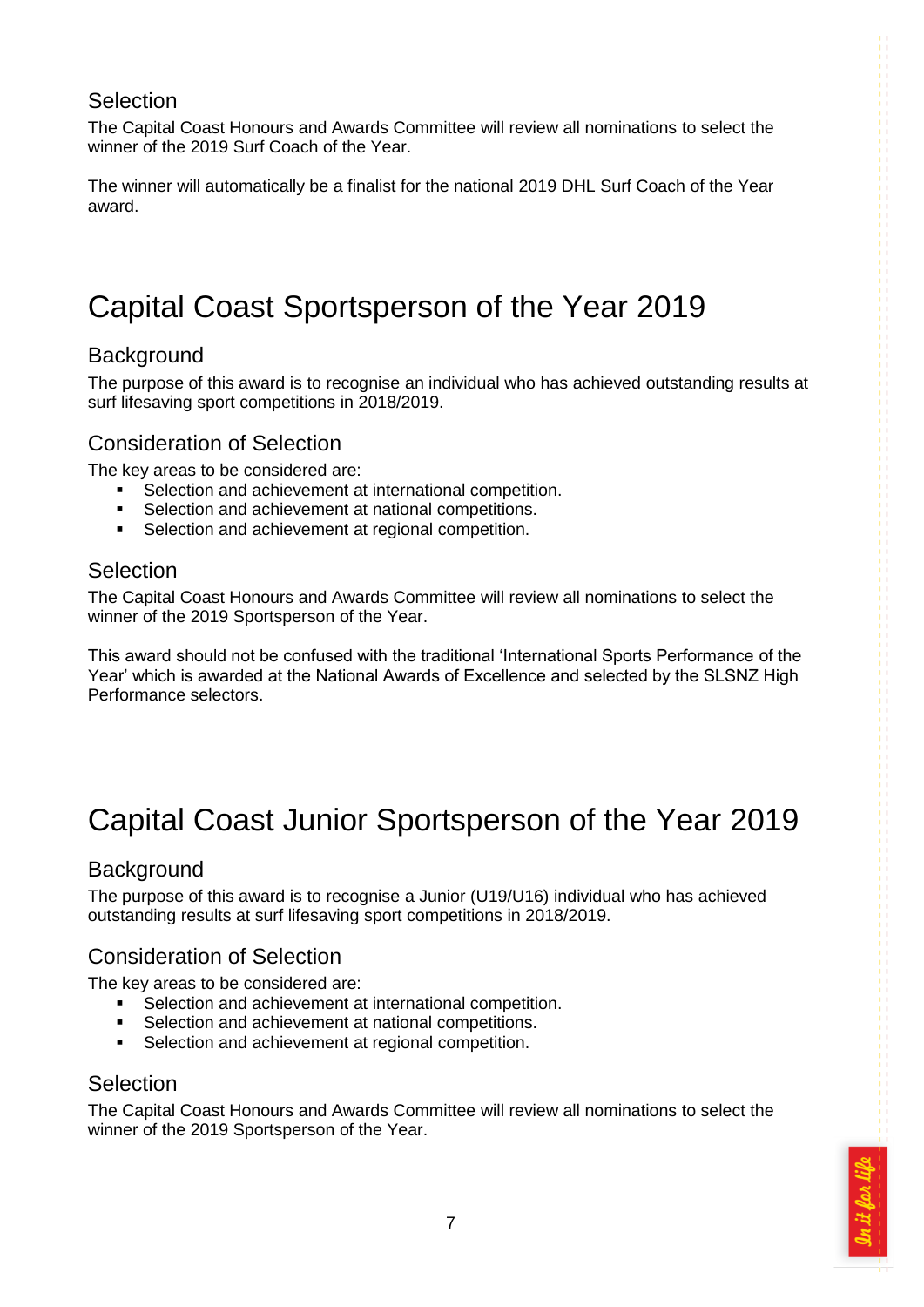### Selection

The Capital Coast Honours and Awards Committee will review all nominations to select the winner of the 2019 Surf Coach of the Year.

The winner will automatically be a finalist for the national 2019 DHL Surf Coach of the Year award.

# Capital Coast Sportsperson of the Year 2019

### Background

The purpose of this award is to recognise an individual who has achieved outstanding results at surf lifesaving sport competitions in 2018/2019.

### Consideration of Selection

The key areas to be considered are:

- Selection and achievement at international competition.
- Selection and achievement at national competitions.
- Selection and achievement at regional competition.

### Selection

The Capital Coast Honours and Awards Committee will review all nominations to select the winner of the 2019 Sportsperson of the Year.

This award should not be confused with the traditional 'International Sports Performance of the Year' which is awarded at the National Awards of Excellence and selected by the SLSNZ High Performance selectors.

# Capital Coast Junior Sportsperson of the Year 2019

### Background

The purpose of this award is to recognise a Junior (U19/U16) individual who has achieved outstanding results at surf lifesaving sport competitions in 2018/2019.

### Consideration of Selection

The key areas to be considered are:

- Selection and achievement at international competition.
- Selection and achievement at national competitions.
- Selection and achievement at regional competition.

### Selection

The Capital Coast Honours and Awards Committee will review all nominations to select the winner of the 2019 Sportsperson of the Year.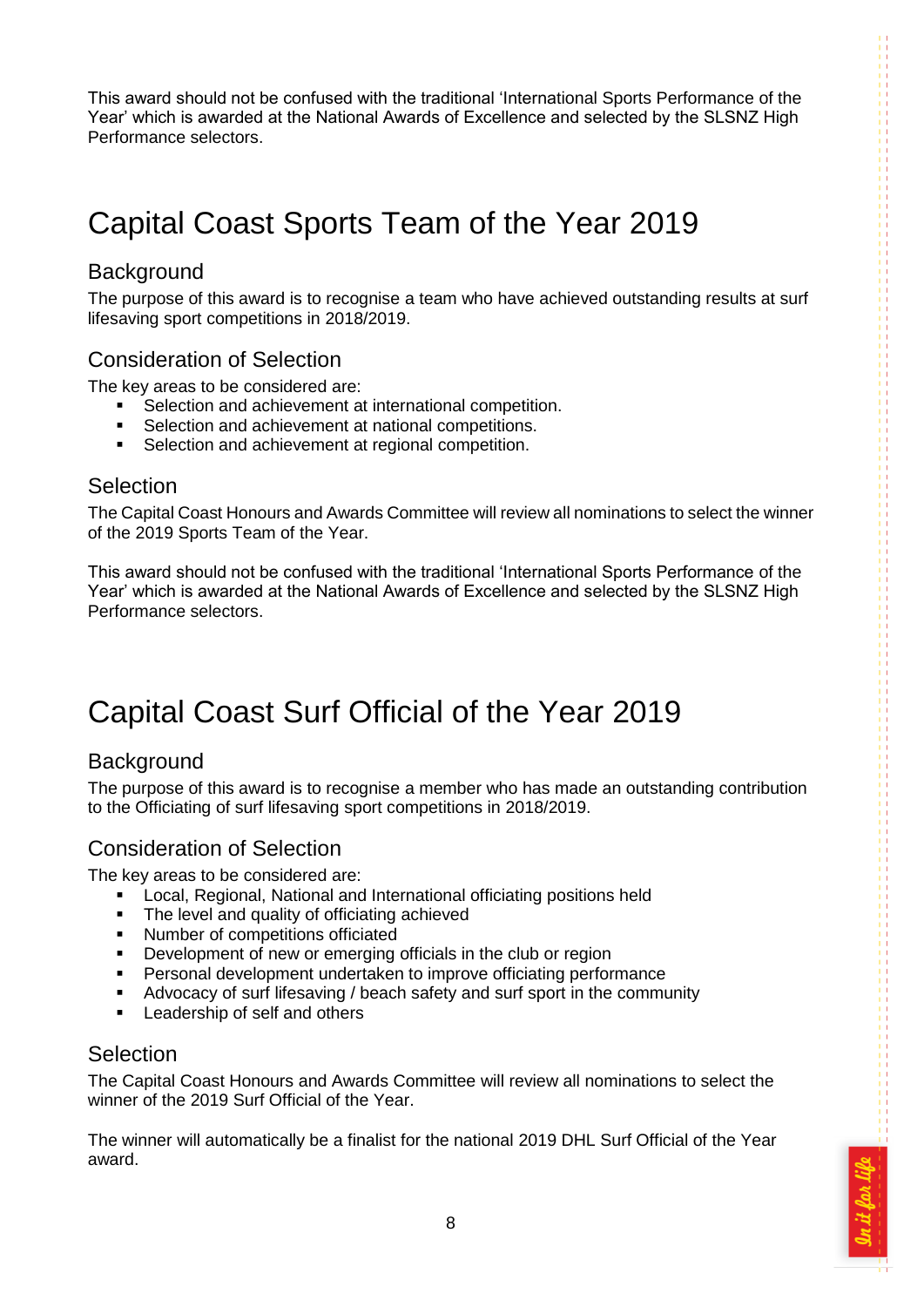This award should not be confused with the traditional 'International Sports Performance of the Year' which is awarded at the National Awards of Excellence and selected by the SLSNZ High Performance selectors.

# Capital Coast Sports Team of the Year 2019

## Background

The purpose of this award is to recognise a team who have achieved outstanding results at surf lifesaving sport competitions in 2018/2019.

## Consideration of Selection

The key areas to be considered are:

- Selection and achievement at international competition.
- Selection and achievement at national competitions.
- Selection and achievement at regional competition.

## Selection

The Capital Coast Honours and Awards Committee will review all nominations to select the winner of the 2019 Sports Team of the Year.

This award should not be confused with the traditional 'International Sports Performance of the Year' which is awarded at the National Awards of Excellence and selected by the SLSNZ High Performance selectors.

# Capital Coast Surf Official of the Year 2019

## Background

The purpose of this award is to recognise a member who has made an outstanding contribution to the Officiating of surf lifesaving sport competitions in 2018/2019.

## Consideration of Selection

The key areas to be considered are:

- Local, Regional, National and International officiating positions held
- The level and quality of officiating achieved
- Number of competitions officiated
- Development of new or emerging officials in the club or region
- Personal development undertaken to improve officiating performance
- Advocacy of surf lifesaving / beach safety and surf sport in the community
- Leadership of self and others

## Selection

The Capital Coast Honours and Awards Committee will review all nominations to select the winner of the 2019 Surf Official of the Year.

The winner will automatically be a finalist for the national 2019 DHL Surf Official of the Year award.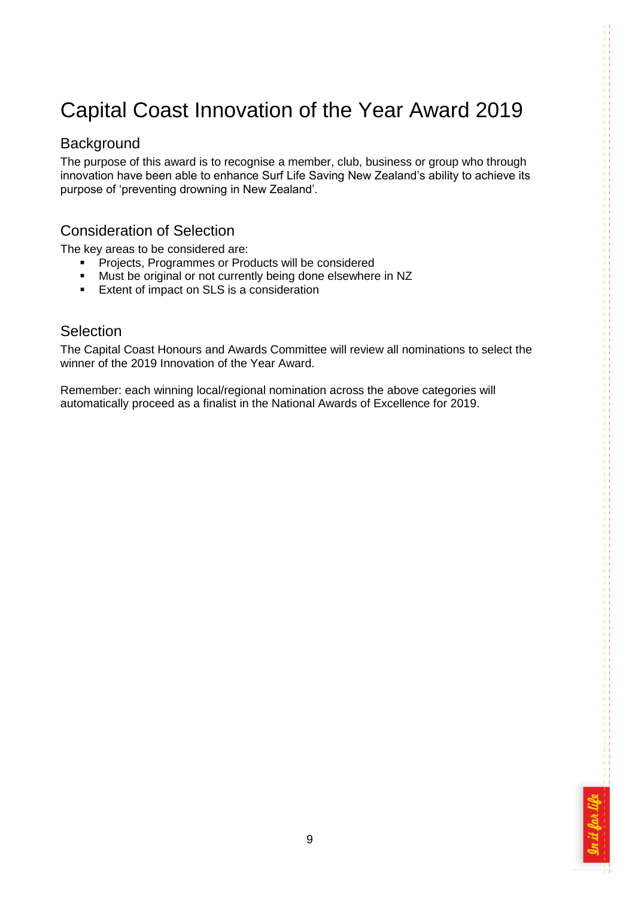# Capital Coast Innovation of the Year Award 2019

## Background

The purpose of this award is to recognise a member, club, business or group who through innovation have been able to enhance Surf Life Saving New Zealand's ability to achieve its purpose of 'preventing drowning in New Zealand'.

## Consideration of Selection

The key areas to be considered are:

- Projects, Programmes or Products will be considered
- Must be original or not currently being done elsewhere in NZ
- Extent of impact on SLS is a consideration

## Selection

The Capital Coast Honours and Awards Committee will review all nominations to select the winner of the 2019 Innovation of the Year Award.

Remember: each winning local/regional nomination across the above categories will automatically proceed as a finalist in the National Awards of Excellence for 2019.